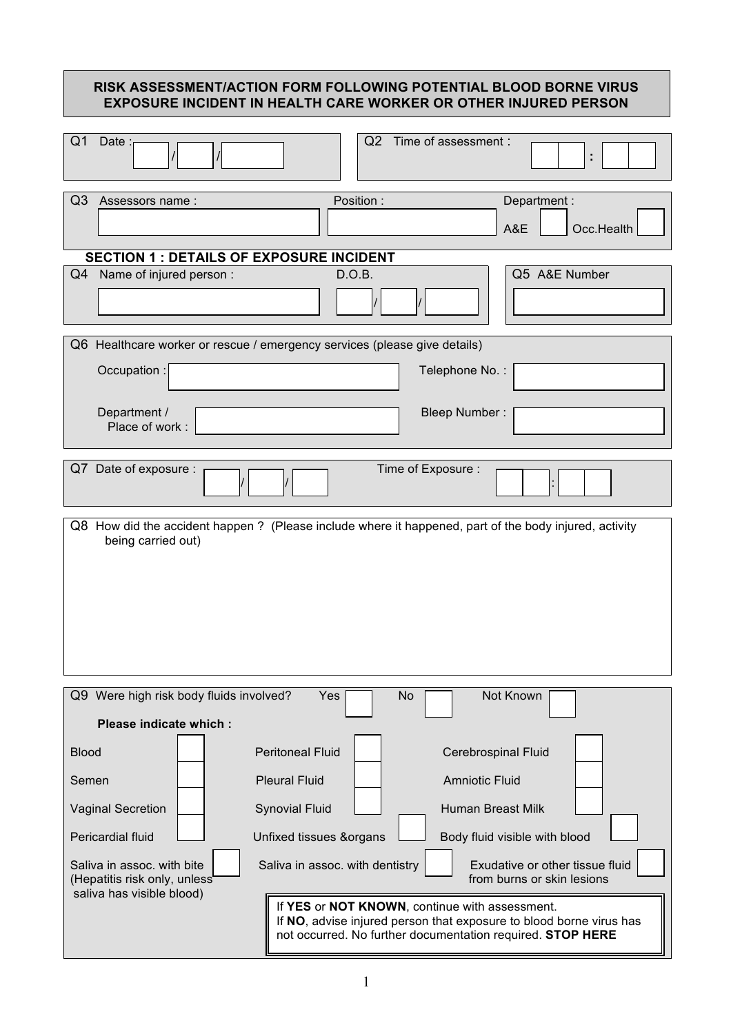# RISK ASSESSMENT/ACTION FORM FOLLOWING POTENTIAL BLOOD BORNE VIRUS EXPOSURE INCIDENT IN HEALTH CARE WORKER OR OTHER INJURED PERSON

Q1 Date : ___ / ___ / ______

Q2 Time of assessment : ___ : ___

Q3 Assessors name : ______________ Position : ______________ Department : A&E ☐ Occ.Health ☐

## SECTION 1 : DETAILS OF EXPOSURE INCIDENT

Q4 Name of injured person : ______________ D.O.B. ___ / ___ / ___

Q5 A&E Number ______________

Q6 Healthcare worker or rescue / emergency services (please give details)

Occupation : ______________ Telephone No. : ______________

Department / Place of work : ______________ Bleep Number : ______________

Q7 Date of exposure : ___ / ___ / ___ Time of Exposure : ___ : ___

Q8 How did the accident happen ? (Please include where it happened, part of the body injured, activity being carried out)

Q9 Were high risk body fluids involved? Yes ☐ No ☐ Not Known ☐

**Please indicate which :**

| | | | | | |
|---|---|---|---|---|---|
| Blood | ☐ | Peritoneal Fluid | ☐ | Cerebrospinal Fluid | ☐ |
| Semen | ☐ | Pleural Fluid | ☐ | Amniotic Fluid | ☐ |
| Vaginal Secretion | ☐ | Synovial Fluid | ☐ | Human Breast Milk | ☐ |
| Pericardial fluid | ☐ | Unfixed tissues &organs | ☐ | Body fluid visible with blood | ☐ |
| Saliva in assoc. with bite (Hepatitis risk only, unless saliva has visible blood) | ☐ | Saliva in assoc. with dentistry | ☐ | Exudative or other tissue fluid from burns or skin lesions | ☐ |

If **YES** or **NOT KNOWN**, continue with assessment.
If **NO**, advise injured person that exposure to blood borne virus has not occurred. No further documentation required. **STOP HERE**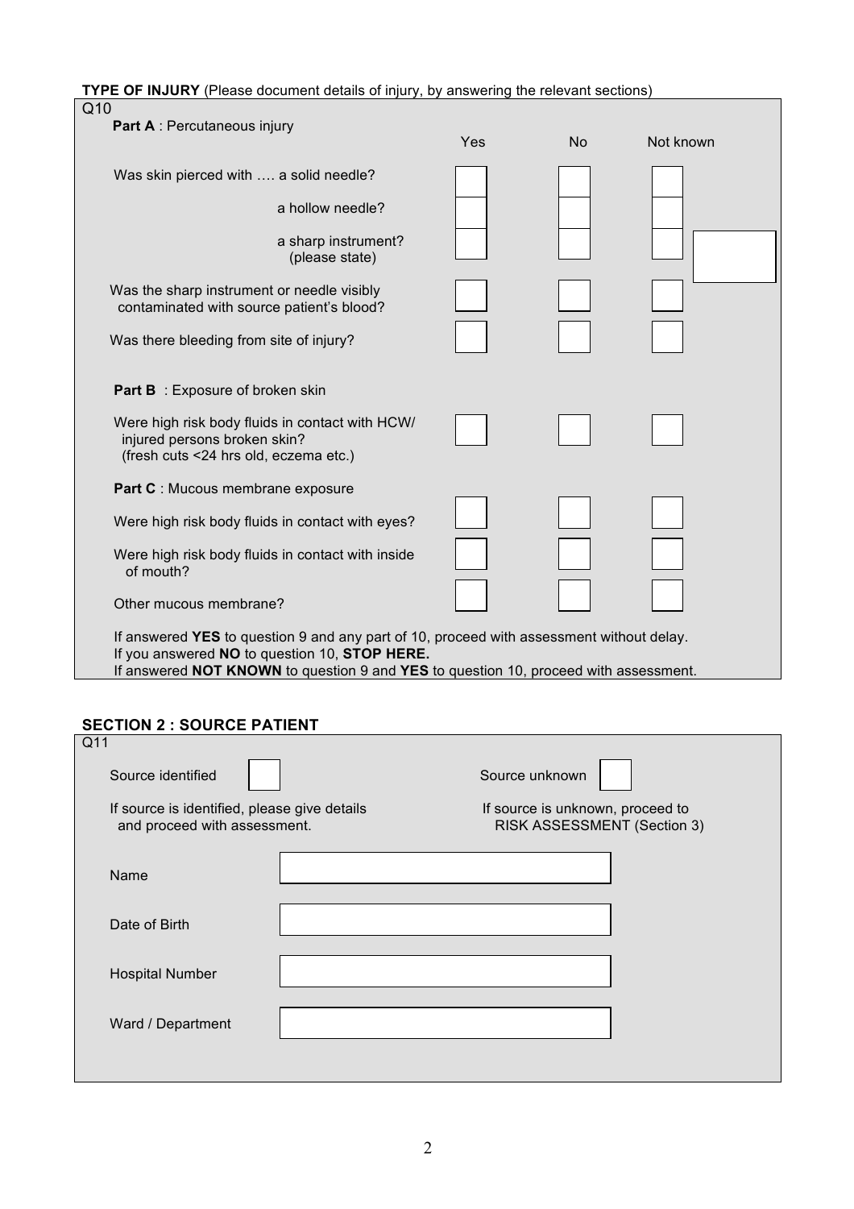**TYPE OF INJURY** (Please document details of injury, by answering the relevant sections)

Q10

**Part A** : Percutaneous injury

| | Yes | No | Not known |
|---|---|---|---|
| Was skin pierced with …. a solid needle? | | | |
| a hollow needle? | | | |
| a sharp instrument? (please state) | | | |
| Was the sharp instrument or needle visibly contaminated with source patient's blood? | | | |
| Was there bleeding from site of injury? | | | |

**Part B** : Exposure of broken skin

| | Yes | No | Not known |
|---|---|---|---|
| Were high risk body fluids in contact with HCW/ injured persons broken skin? (fresh cuts <24 hrs old, eczema etc.) | | | |

**Part C** : Mucous membrane exposure

| | Yes | No | Not known |
|---|---|---|---|
| Were high risk body fluids in contact with eyes? | | | |
| Were high risk body fluids in contact with inside of mouth? | | | |
| Other mucous membrane? | | | |

If answered **YES** to question 9 and any part of 10, proceed with assessment without delay.
If you answered **NO** to question 10, **STOP HERE.**
If answered **NOT KNOWN** to question 9 and **YES** to question 10, proceed with assessment.

## SECTION 2 : SOURCE PATIENT

Q11

Source identified ☐

If source is identified, please give details and proceed with assessment.

Source unknown ☐

If source is unknown, proceed to RISK ASSESSMENT (Section 3)

| | |
|---|---|
| Name | |
| Date of Birth | |
| Hospital Number | |
| Ward / Department | |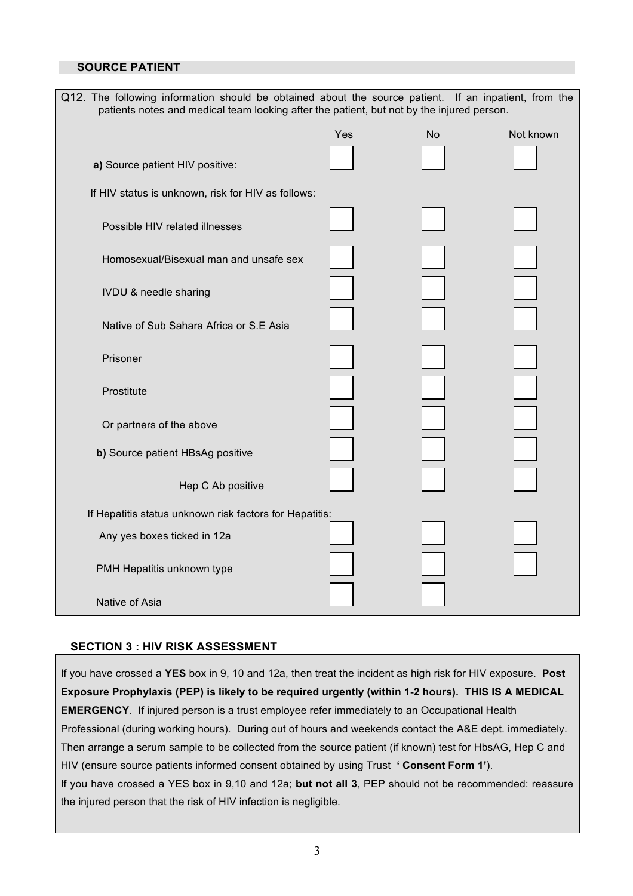## SOURCE PATIENT

Q12. The following information should be obtained about the source patient. If an inpatient, from the patients notes and medical team looking after the patient, but not by the injured person.

| | Yes | No | Not known |
|---|---|---|---|
| **a)** Source patient HIV positive: | ☐ | ☐ | ☐ |
| If HIV status is unknown, risk for HIV as follows: | | | |
| Possible HIV related illnesses | ☐ | ☐ | ☐ |
| Homosexual/Bisexual man and unsafe sex | ☐ | ☐ | ☐ |
| IVDU & needle sharing | ☐ | ☐ | ☐ |
| Native of Sub Sahara Africa or S.E Asia | ☐ | ☐ | ☐ |
| Prisoner | ☐ | ☐ | ☐ |
| Prostitute | ☐ | ☐ | ☐ |
| Or partners of the above | ☐ | ☐ | ☐ |
| **b)** Source patient HBsAg positive | ☐ | ☐ | ☐ |
| Hep C Ab positive | ☐ | ☐ | ☐ |
| If Hepatitis status unknown risk factors for Hepatitis: | | | |
| Any yes boxes ticked in 12a | ☐ | ☐ | ☐ |
| PMH Hepatitis unknown type | ☐ | ☐ | ☐ |
| Native of Asia | ☐ | ☐ | |

## SECTION 3 : HIV RISK ASSESSMENT

If you have crossed a **YES** box in 9, 10 and 12a, then treat the incident as high risk for HIV exposure. **Post Exposure Prophylaxis (PEP) is likely to be required urgently (within 1-2 hours). THIS IS A MEDICAL EMERGENCY**. If injured person is a trust employee refer immediately to an Occupational Health Professional (during working hours). During out of hours and weekends contact the A&E dept. immediately. Then arrange a serum sample to be collected from the source patient (if known) test for HbsAG, Hep C and HIV (ensure source patients informed consent obtained by using Trust **' Consent Form 1'**).

If you have crossed a YES box in 9,10 and 12a; **but not all 3**, PEP should not be recommended: reassure the injured person that the risk of HIV infection is negligible.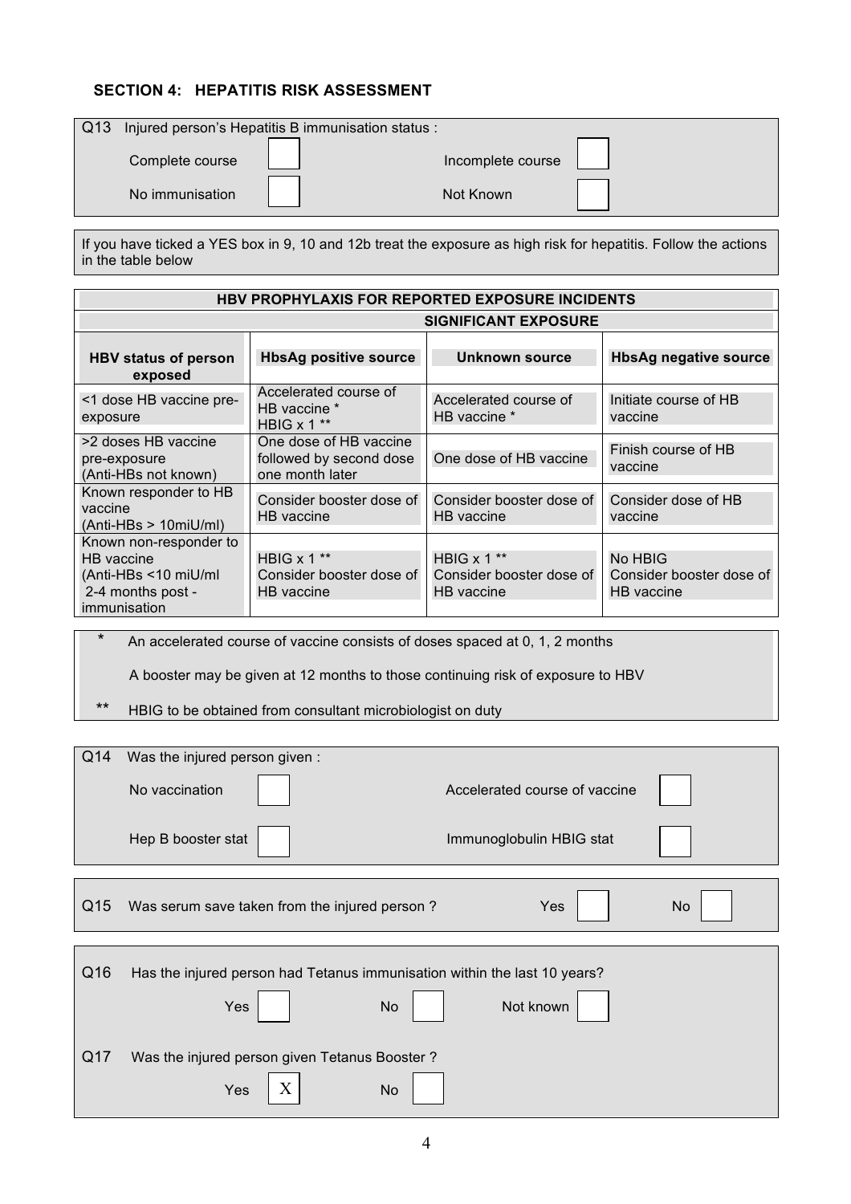## SECTION 4: HEPATITIS RISK ASSESSMENT

Q13 Injured person's Hepatitis B immunisation status :

| | | | |
|---|---|---|---|
| Complete course | ☐ | Incomplete course | ☐ |
| No immunisation | ☐ | Not Known | ☐ |

If you have ticked a YES box in 9, 10 and 12b treat the exposure as high risk for hepatitis. Follow the actions in the table below

| HBV PROPHYLAXIS FOR REPORTED EXPOSURE INCIDENTS | | | |
|---|---|---|---|
| | SIGNIFICANT EXPOSURE | | |
| **HBV status of person exposed** | **HbsAg positive source** | **Unknown source** | **HbsAg negative source** |
| <1 dose HB vaccine pre-exposure | Accelerated course of HB vaccine *<br>HBIG x 1 ** | Accelerated course of HB vaccine * | Initiate course of HB vaccine |
| >2 doses HB vaccine pre-exposure (Anti-HBs not known) | One dose of HB vaccine followed by second dose one month later | One dose of HB vaccine | Finish course of HB vaccine |
| Known responder to HB vaccine (Anti-HBs > 10miU/ml) | Consider booster dose of HB vaccine | Consider booster dose of HB vaccine | Consider dose of HB vaccine |
| Known non-responder to HB vaccine (Anti-HBs <10 miU/ml 2-4 months post - immunisation | HBIG x 1 **<br>Consider booster dose of HB vaccine | HBIG x 1 **<br>Consider booster dose of HB vaccine | No HBIG<br>Consider booster dose of HB vaccine |

\* An accelerated course of vaccine consists of doses spaced at 0, 1, 2 months

A booster may be given at 12 months to those continuing risk of exposure to HBV

** HBIG to be obtained from consultant microbiologist on duty

Q14 Was the injured person given :

| | | | |
|---|---|---|---|
| No vaccination | ☐ | Accelerated course of vaccine | ☐ |
| Hep B booster stat | ☐ | Immunoglobulin HBIG stat | ☐ |

Q15 Was serum save taken from the injured person ? Yes ☐ No ☐

Q16 Has the injured person had Tetanus immunisation within the last 10 years?

Yes ☐ No ☐ Not known ☐

Q17 Was the injured person given Tetanus Booster ?

Yes ☒ No ☐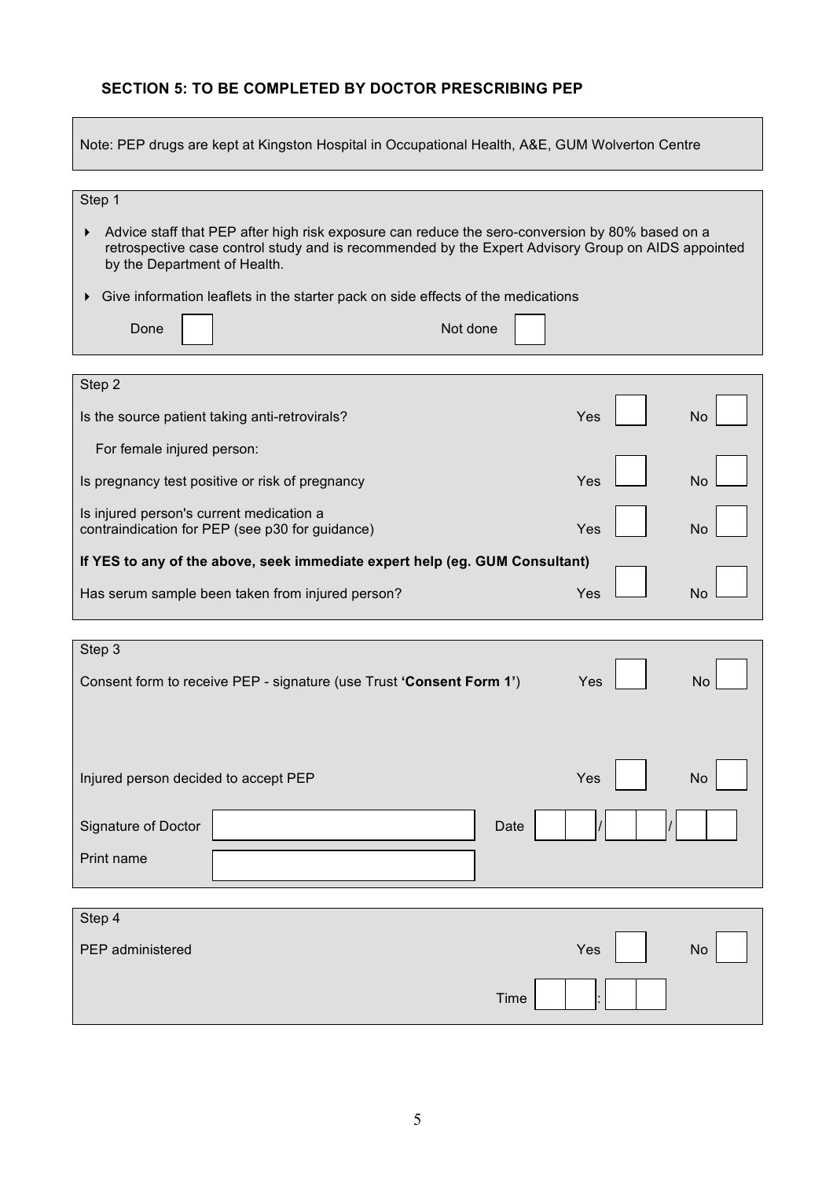### SECTION 5: TO BE COMPLETED BY DOCTOR PRESCRIBING PEP

Note: PEP drugs are kept at Kingston Hospital in Occupational Health, A&E, GUM Wolverton Centre

**Step 1**

- Advice staff that PEP after high risk exposure can reduce the sero-conversion by 80% based on a retrospective case control study and is recommended by the Expert Advisory Group on AIDS appointed by the Department of Health.
- Give information leaflets in the starter pack on side effects of the medications

Done ☐ Not done ☐

**Step 2**

| | | |
|---|---|---|
| Is the source patient taking anti-retrovirals? | Yes ☐ | No ☐ |
| For female injured person: | | |
| Is pregnancy test positive or risk of pregnancy | Yes ☐ | No ☐ |
| Is injured person's current medication a contraindication for PEP (see p30 for guidance) | Yes ☐ | No ☐ |

**If YES to any of the above, seek immediate expert help (eg. GUM Consultant)**

| | | |
|---|---|---|
| Has serum sample been taken from injured person? | Yes ☐ | No ☐ |

**Step 3**

| | | |
|---|---|---|
| Consent form to receive PEP - signature (use Trust **'Consent Form 1'**) | Yes ☐ | No ☐ |
| Injured person decided to accept PEP | Yes ☐ | No ☐ |

Signature of Doctor ____________________ Date __ __ / __ __ / __ __

Print name ____________________

**Step 4**

| | | |
|---|---|---|
| PEP administered | Yes ☐ | No ☐ |

Time __ __ : __ __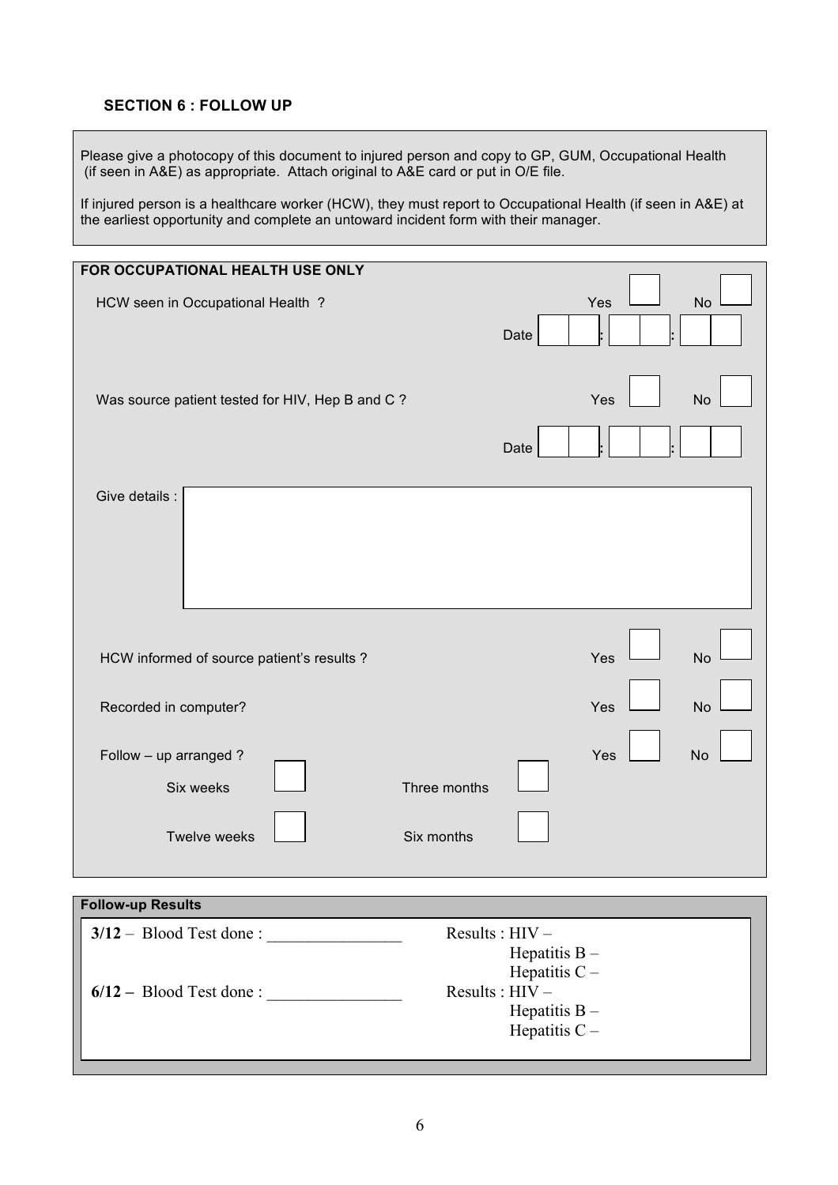**SECTION 6 : FOLLOW UP**

Please give a photocopy of this document to injured person and copy to GP, GUM, Occupational Health (if seen in A&E) as appropriate. Attach original to A&E card or put in O/E file.

If injured person is a healthcare worker (HCW), they must report to Occupational Health (if seen in A&E) at the earliest opportunity and complete an untoward incident form with their manager.

**FOR OCCUPATIONAL HEALTH USE ONLY**

HCW seen in Occupational Health ? Yes ☐ No ☐

Date ☐☐ : ☐☐ : ☐☐

Was source patient tested for HIV, Hep B and C ? Yes ☐ No ☐

Date ☐☐ : ☐☐ : ☐☐

Give details :

HCW informed of source patient's results ? Yes ☐ No ☐

Recorded in computer? Yes ☐ No ☐

Follow – up arranged ? Yes ☐ No ☐

Six weeks ☐ Three months ☐

Twelve weeks ☐ Six months ☐

**Follow-up Results**

**3/12** – Blood Test done : _______________ Results : HIV –
Hepatitis B –
Hepatitis C –

**6/12 –** Blood Test done : _______________ Results : HIV –
Hepatitis B –
Hepatitis C –